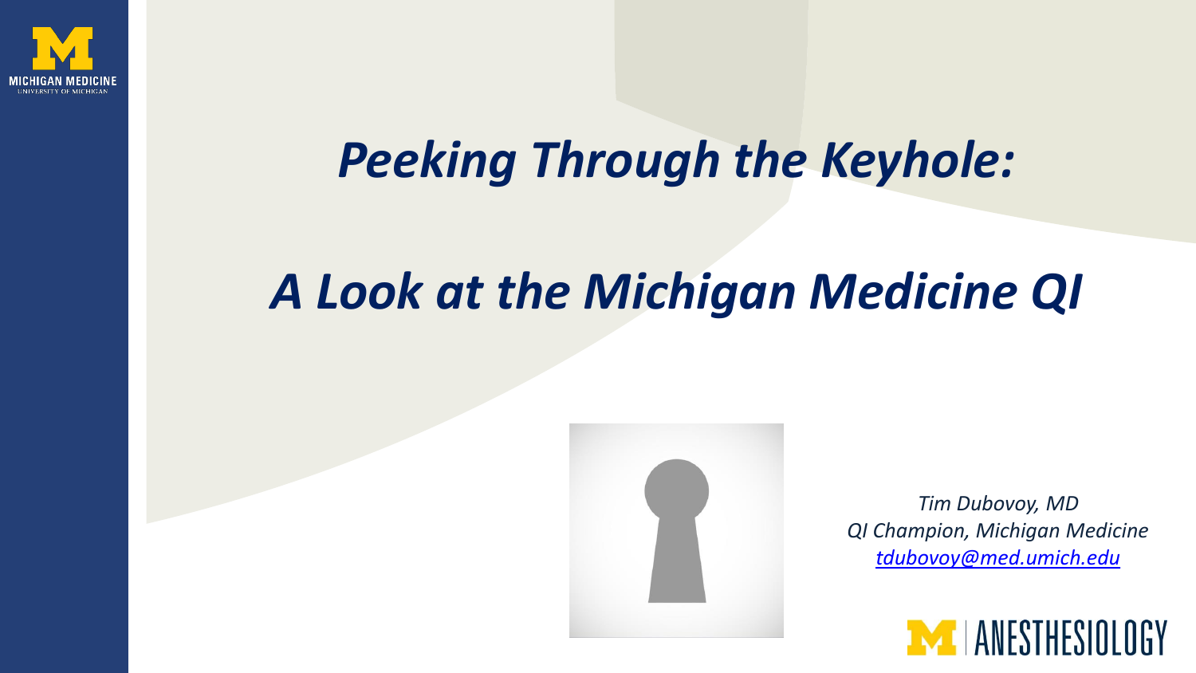# *Peeking Through the Keyhole:*

# *A Look at the Michigan Medicine QI*

*Tim Dubovoy, MD*
*QI Champion, Michigan Medicine*
*tdubovoy@med.umich.edu*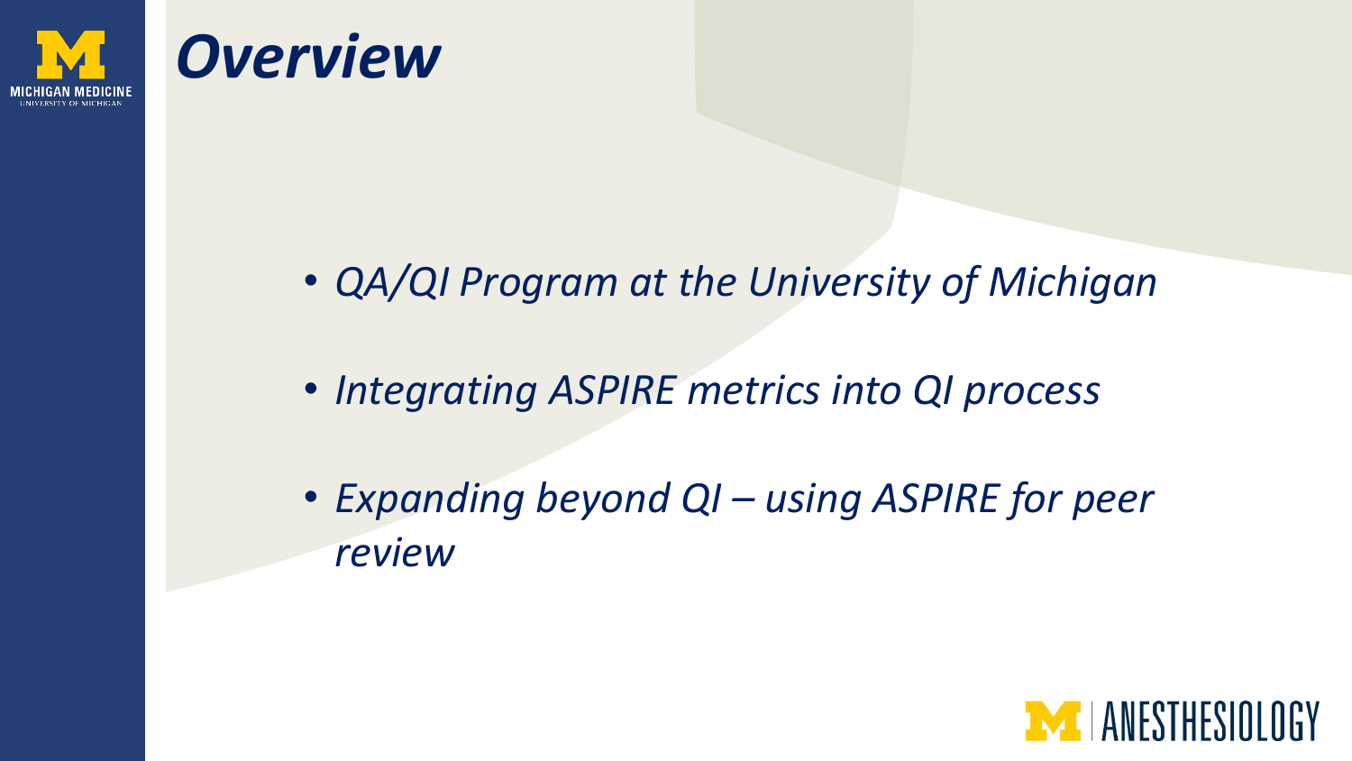# *Overview*

- *QA/QI Program at the University of Michigan*
- *Integrating ASPIRE metrics into QI process*
- *Expanding beyond QI – using ASPIRE for peer review*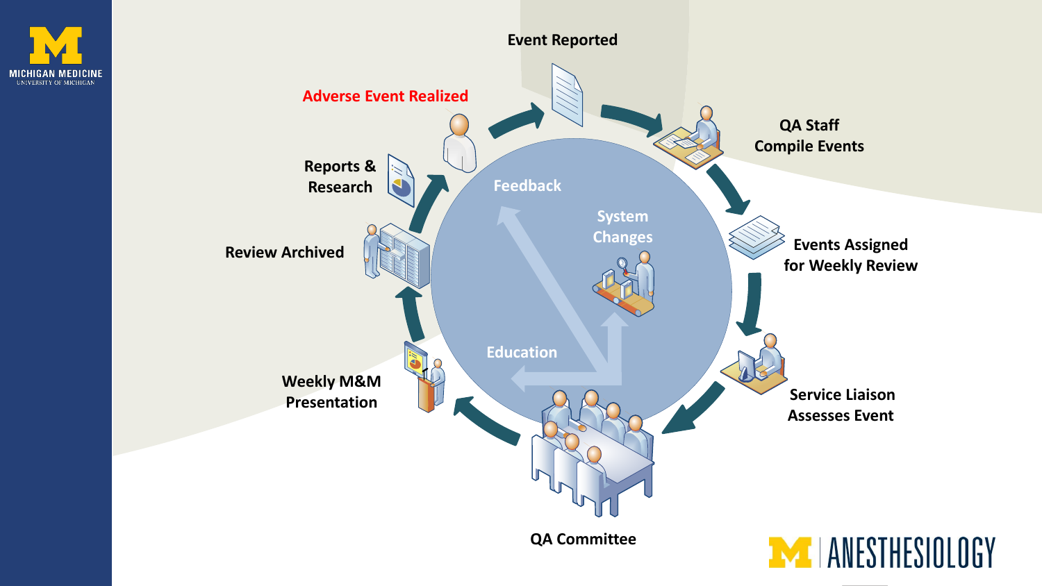Adverse Event Realized

Event Reported

QA Staff Compile Events

Events Assigned for Weekly Review

Service Liaison Assesses Event

QA Committee

Weekly M&M Presentation

Review Archived

Reports & Research

Feedback

System Changes

Education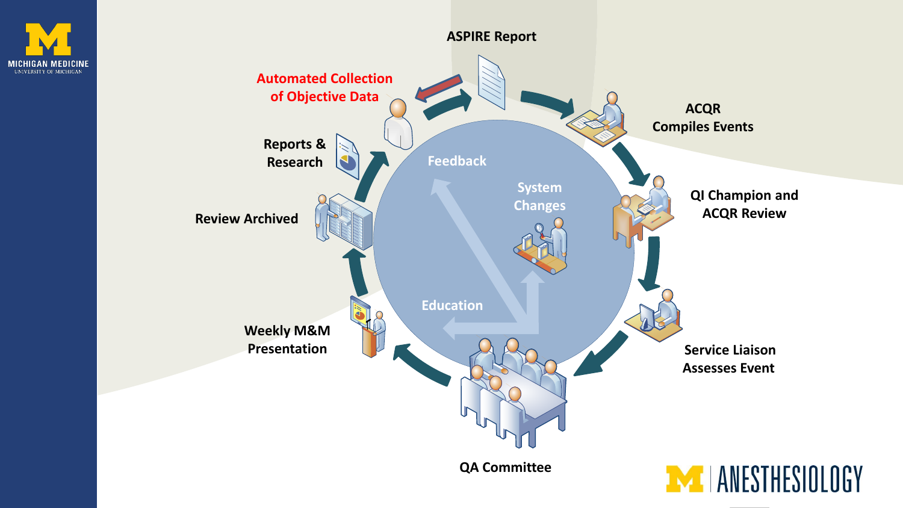ASPIRE Report

ACQR Compiles Events

QI Champion and ACQR Review

Service Liaison Assesses Event

QA Committee

Weekly M&M Presentation

Review Archived

Reports & Research

Automated Collection of Objective Data

Feedback

System Changes

Education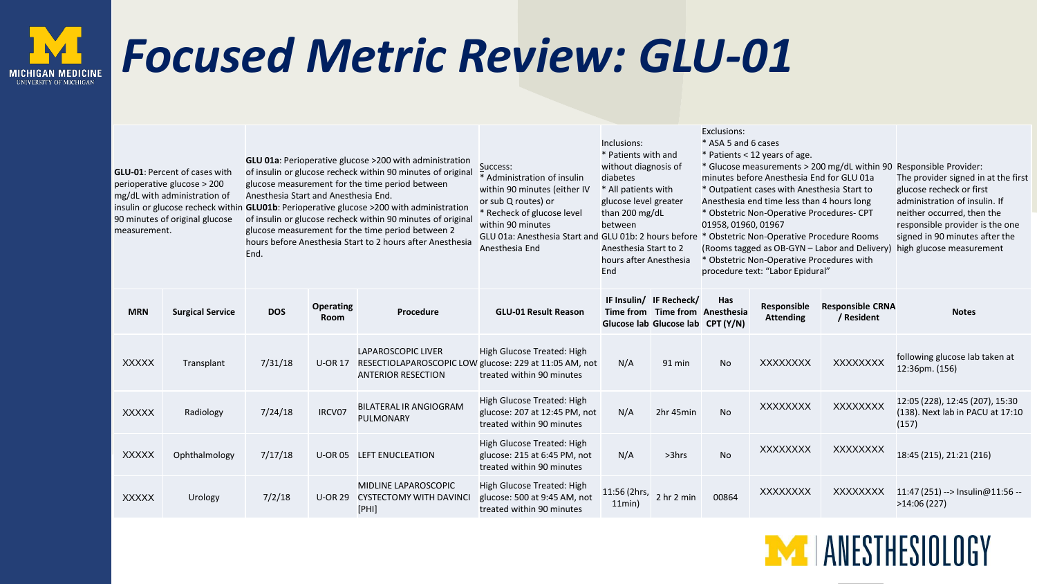# Focused Metric Review: GLU-01

| **GLU-01**: Percent of cases with perioperative glucose > 200 mg/dL with administration of insulin or glucose recheck within 90 minutes of original glucose measurement. | | **GLU 01a**: Perioperative glucose >200 with administration of insulin or glucose recheck within 90 minutes of original glucose measurement for the time period between Anesthesia Start and Anesthesia End. **GLU01b**: Perioperative glucose >200 with administration of insulin or glucose recheck within 90 minutes of original glucose measurement for the time period between 2 hours before Anesthesia Start to 2 hours after Anesthesia End. | | | Success: * Administration of insulin within 90 minutes (either IV or sub Q routes) or * Recheck of glucose level within 90 minutes GLU 01a: Anesthesia Start and Anesthesia End | Inclusions: * Patients with and without diagnosis of diabetes * All patients with glucose level greater than 200 mg/dL between GLU 01b: 2 hours before Anesthesia Start to 2 hours after Anesthesia End | | Exclusions: * ASA 5 and 6 cases * Patients < 12 years of age. * Glucose measurements > 200 mg/dL within 90 minutes before Anesthesia End for GLU 01a * Outpatient cases with Anesthesia Start to Anesthesia end time less than 4 hours long * Obstetric Non-Operative Procedures- CPT 01958, 01960, 01967 * Obstetric Non-Operative Procedure Rooms (Rooms tagged as OB-GYN – Labor and Delivery) * Obstetric Non-Operative Procedures with procedure text: "Labor Epidural" | | | Responsible Provider: The provider signed in at the first glucose recheck or first administration of insulin. If neither occurred, then the responsible provider is the one signed in 90 minutes after the high glucose measurement |
|---|---|---|---|---|---|---|---|---|---|---|---|
| **MRN** | **Surgical Service** | **DOS** | **Operating Room** | **Procedure** | **GLU-01 Result Reason** | **IF Insulin/ Time from Glucose lab** | **IF Recheck/ Time from Glucose lab** | **Has Anesthesia CPT (Y/N)** | **Responsible Attending** | **Responsible CRNA / Resident** | **Notes** |
| XXXXX | Transplant | 7/31/18 | U-OR 17 | LAPAROSCOPIC LIVER RESECTIOLAPAROSCOPIC LOW ANTERIOR RESECTION | High Glucose Treated: High glucose: 229 at 11:05 AM, not treated within 90 minutes | N/A | 91 min | No | XXXXXXXX | XXXXXXXX | following glucose lab taken at 12:36pm. (156) |
| XXXXX | Radiology | 7/24/18 | IRCV07 | BILATERAL IR ANGIOGRAM PULMONARY | High Glucose Treated: High glucose: 207 at 12:45 PM, not treated within 90 minutes | N/A | 2hr 45min | No | XXXXXXXX | XXXXXXXX | 12:05 (228), 12:45 (207), 15:30 (138). Next lab in PACU at 17:10 (157) |
| XXXXX | Ophthalmology | 7/17/18 | U-OR 05 | LEFT ENUCLEATION | High Glucose Treated: High glucose: 215 at 6:45 PM, not treated within 90 minutes | N/A | >3hrs | No | XXXXXXXX | XXXXXXXX | 18:45 (215), 21:21 (216) |
| XXXXX | Urology | 7/2/18 | U-OR 29 | MIDLINE LAPAROSCOPIC CYSTECTOMY WITH DAVINCI [PHI] | High Glucose Treated: High glucose: 500 at 9:45 AM, not treated within 90 minutes | 11:56 (2hrs, 11min) | 2 hr 2 min | 00864 | XXXXXXXX | XXXXXXXX | 11:47 (251) --> Insulin@11:56 -- >14:06 (227) |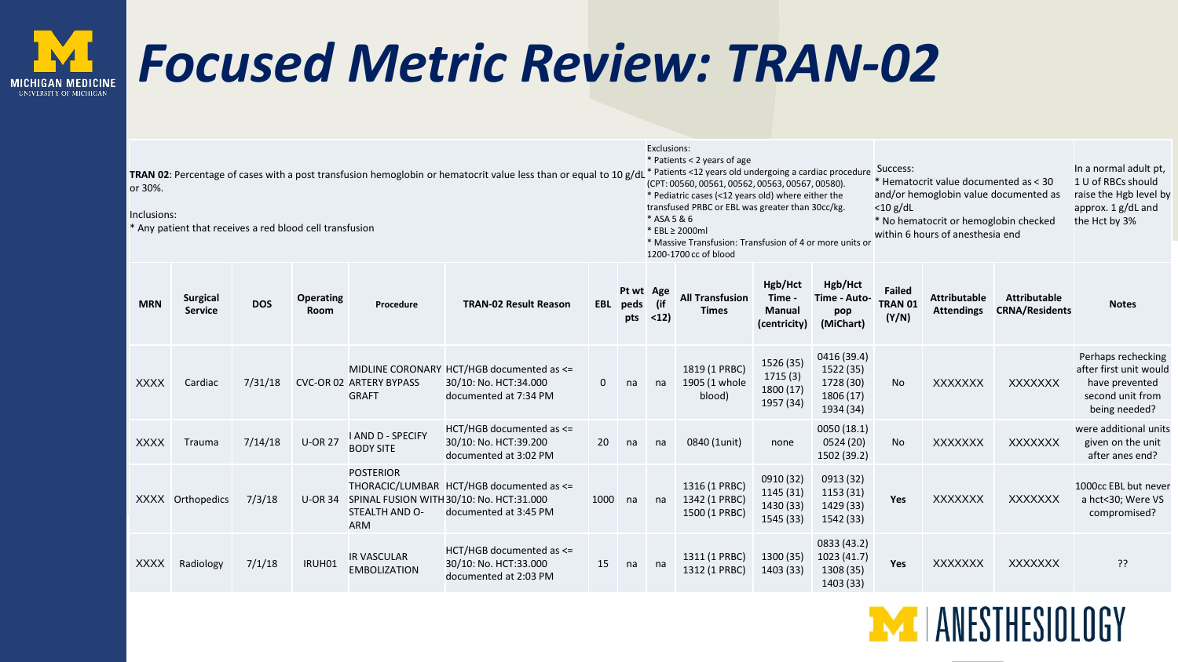# Focused Metric Review: TRAN-02

| TRAN 02: Percentage of cases with a post transfusion hemoglobin or hematocrit value less than or equal to 10 g/dL or 30%.<br><br>Inclusions:<br>* Any patient that receives a red blood cell transfusion | Exclusions:<br>* Patients < 2 years of age<br>* Patients <12 years old undergoing a cardiac procedure (CPT: 00560, 00561, 00562, 00563, 00567, 00580).<br>* Pediatric cases (<12 years old) where either the transfused PRBC or EBL was greater than 30cc/kg.<br>* ASA 5 & 6<br>* EBL ≥ 2000ml<br>* Massive Transfusion: Transfusion of 4 or more units or 1200-1700 cc of blood | Success:<br>* Hematocrit value documented as < 30 and/or hemoglobin value documented as <10 g/dL<br>* No hematocrit or hemoglobin checked within 6 hours of anesthesia end | In a normal adult pt, 1 U of RBCs should raise the Hgb level by approx. 1 g/dL and the Hct by 3% |
|---|---|---|---|

| MRN | Surgical Service | DOS | Operating Room | Procedure | TRAN-02 Result Reason | EBL | Pt wt peds pts | Age (if <12) | All Transfusion Times | Hgb/Hct Time - Manual (centricity) | Hgb/Hct Time - Auto-pop (MiChart) | Failed TRAN 01 (Y/N) | Attributable Attendings | Attributable CRNA/Residents | Notes |
|---|---|---|---|---|---|---|---|---|---|---|---|---|---|---|---|
| XXXX | Cardiac | 7/31/18 | CVC-OR 02 | MIDLINE CORONARY ARTERY BYPASS GRAFT | HCT/HGB documented as <= 30/10: No. HCT:34.000 documented at 7:34 PM | 0 | na | na | 1819 (1 PRBC)<br>1905 (1 whole blood) | 1526 (35)<br>1715 (3)<br>1800 (17)<br>1957 (34) | 0416 (39.4)<br>1522 (35)<br>1728 (30)<br>1806 (17)<br>1934 (34) | No | XXXXXXX | XXXXXXX | Perhaps rechecking after first unit would have prevented second unit from being needed? |
| XXXX | Trauma | 7/14/18 | U-OR 27 | I AND D - SPECIFY BODY SITE | HCT/HGB documented as <= 30/10: No. HCT:39.200 documented at 3:02 PM | 20 | na | na | 0840 (1unit) | none | 0050 (18.1)<br>0524 (20)<br>1502 (39.2) | No | XXXXXXX | XXXXXXX | were additional units given on the unit after anes end? |
| XXXX | Orthopedics | 7/3/18 | U-OR 34 | POSTERIOR THORACIC/LUMBAR SPINAL FUSION WITH STEALTH AND O-ARM | HCT/HGB documented as <= 30/10: No. HCT:31.000 documented at 3:45 PM | 1000 | na | na | 1316 (1 PRBC)<br>1342 (1 PRBC)<br>1500 (1 PRBC) | 0910 (32)<br>1145 (31)<br>1430 (33)<br>1545 (33) | 0913 (32)<br>1153 (31)<br>1429 (33)<br>1542 (33) | **Yes** | XXXXXXX | XXXXXXX | 1000cc EBL but never a hct<30; Were VS compromised? |
| XXXX | Radiology | 7/1/18 | IRUH01 | IR VASCULAR EMBOLIZATION | HCT/HGB documented as <= 30/10: No. HCT:33.000 documented at 2:03 PM | 15 | na | na | 1311 (1 PRBC)<br>1312 (1 PRBC) | 1300 (35)<br>1403 (33) | 0833 (43.2)<br>1023 (41.7)<br>1308 (35)<br>1403 (33) | **Yes** | XXXXXXX | XXXXXXX | ?? |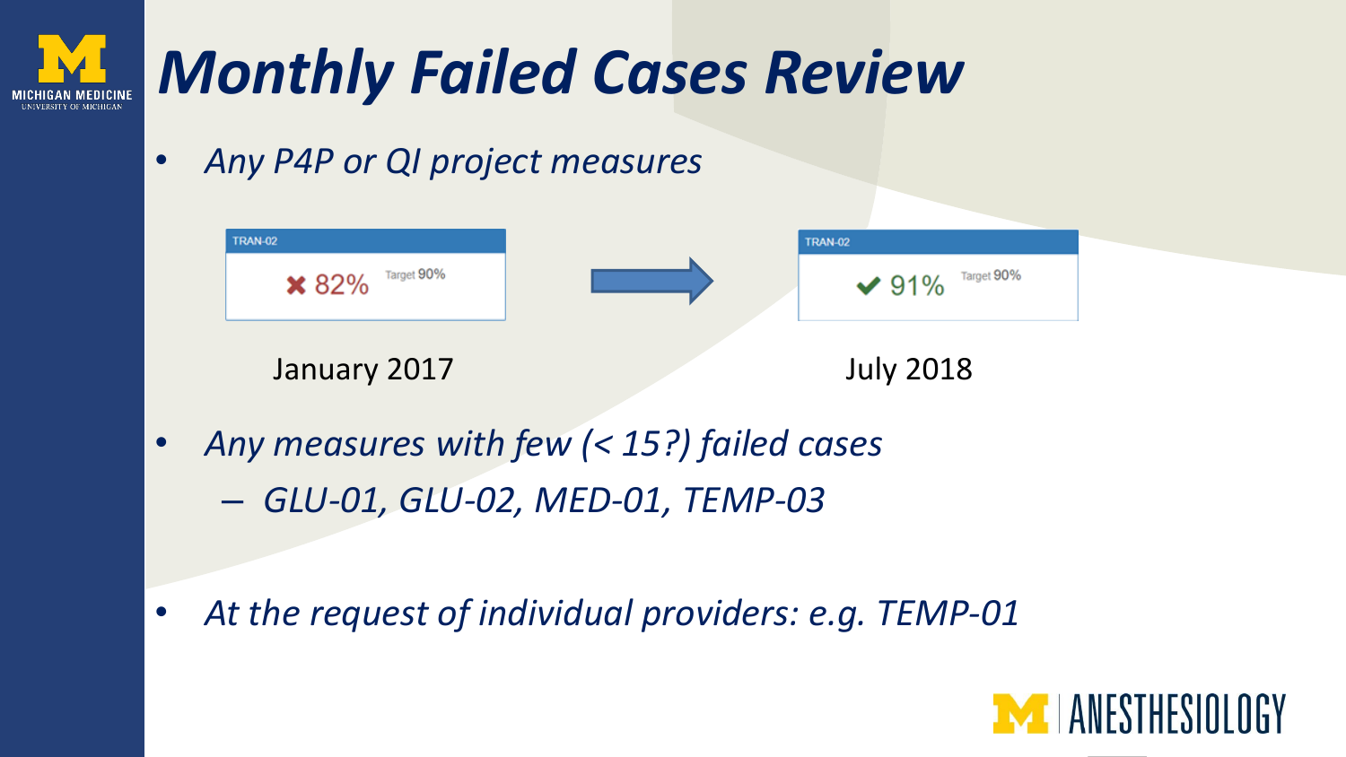# *Monthly Failed Cases Review*

- *Any P4P or QI project measures*

| TRAN-02 | | TRAN-02 |
| --- | --- | --- |
| ✖ 82% Target 90% | → | ✔ 91% Target 90% |
| January 2017 | | July 2018 |

- *Any measures with few (< 15?) failed cases*
  - *GLU-01, GLU-02, MED-01, TEMP-03*

- *At the request of individual providers: e.g. TEMP-01*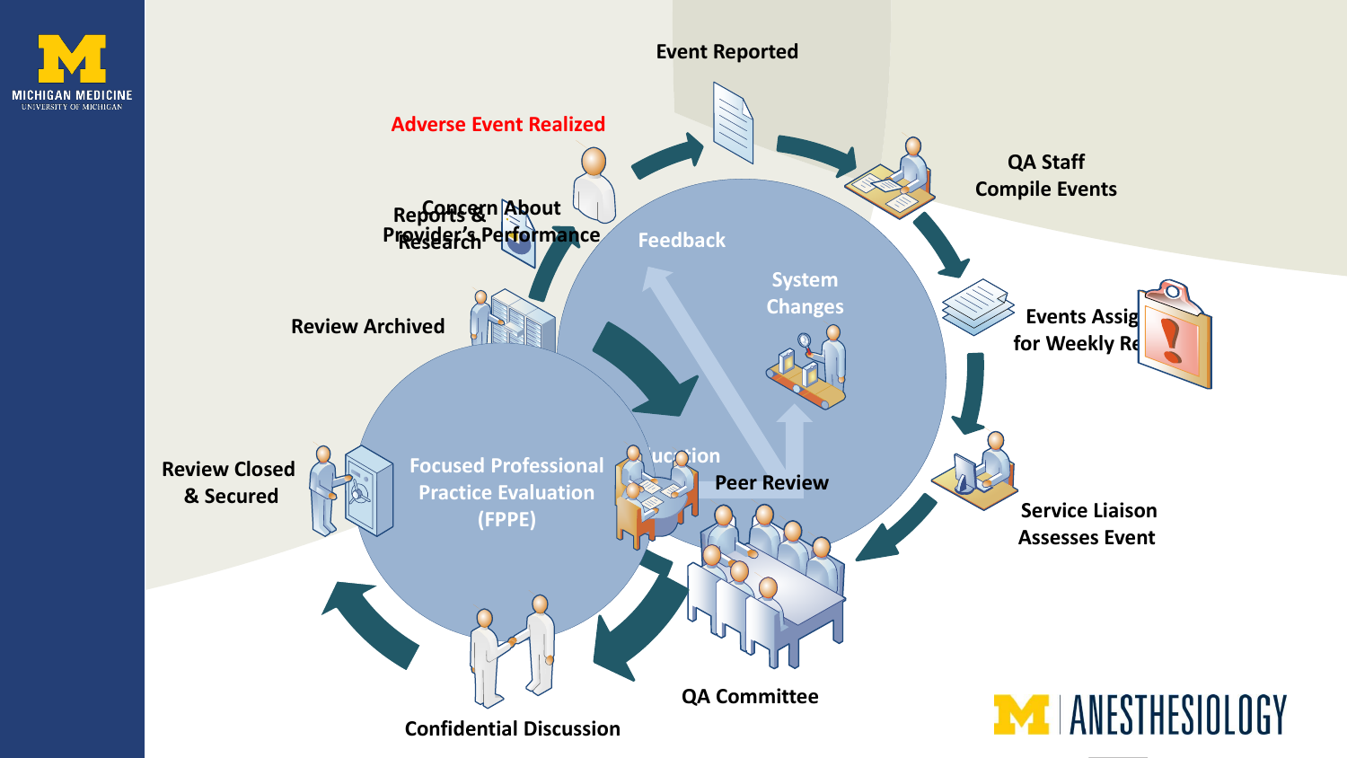Adverse Event Realized

Event Reported

QA Staff Compile Events

Events Assig... for Weekly Re...

Service Liaison Assesses Event

Peer Review

QA Committee

Confidential Discussion

Review Closed & Secured

Review Archived

Reports & Research

Concern About Provider's Performance

Feedback

System Changes

...ucation

Focused Professional Practice Evaluation (FPPE)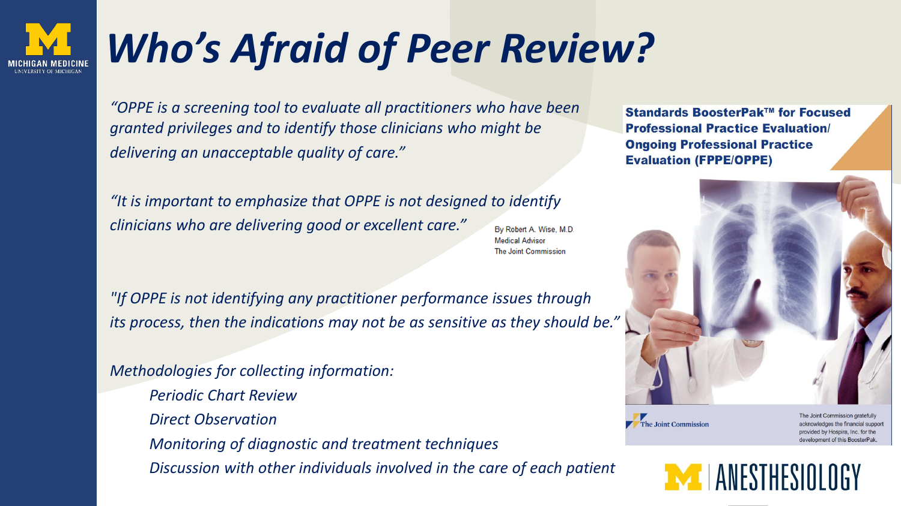# *Who's Afraid of Peer Review?*

*"OPPE is a screening tool to evaluate all practitioners who have been granted privileges and to identify those clinicians who might be delivering an unacceptable quality of care."*

*"It is important to emphasize that OPPE is not designed to identify clinicians who are delivering good or excellent care."*

By Robert A. Wise, M.D.
Medical Advisor
The Joint Commission

*"If OPPE is not identifying any practitioner performance issues through its process, then the indications may not be as sensitive as they should be."*

*Methodologies for collecting information:*

- *Periodic Chart Review*
- *Direct Observation*
- *Monitoring of diagnostic and treatment techniques*
- *Discussion with other individuals involved in the care of each patient*

**Standards BoosterPak™ for Focused Professional Practice Evaluation/ Ongoing Professional Practice Evaluation (FPPE/OPPE)**

The Joint Commission

The Joint Commission gratefully acknowledges the financial support provided by Hospira, Inc. for the development of this BoosterPak.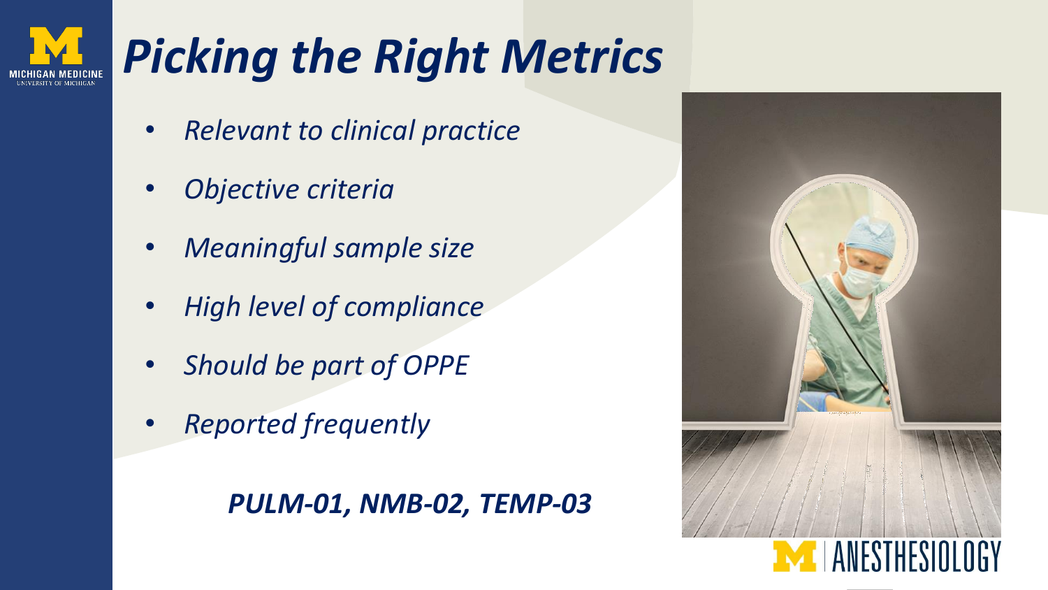# *Picking the Right Metrics*

- *Relevant to clinical practice*
- *Objective criteria*
- *Meaningful sample size*
- *High level of compliance*
- *Should be part of OPPE*
- *Reported frequently*

***PULM-01, NMB-02, TEMP-03***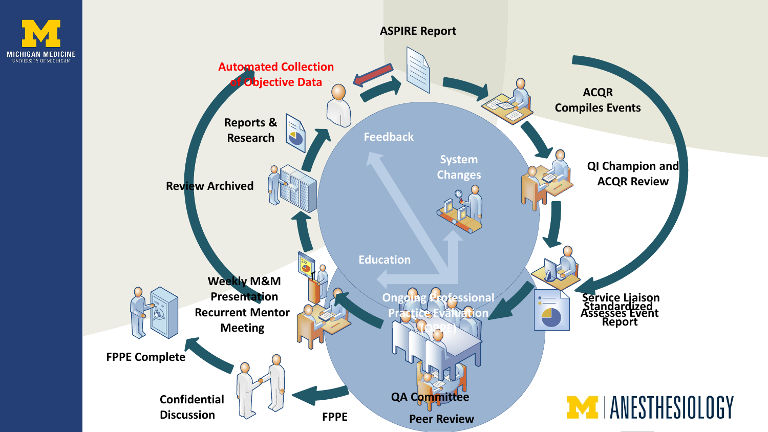ASPIRE Report

Automated Collection of Objective Data

ACQR Compiles Events

Reports & Research

Feedback

System Changes

QI Champion and ACQR Review

Review Archived

Education

Service Liaison Assesses Event

Standardized Report

Weekly M&M Presentation

Recurrent Mentor Meeting

Ongoing Professional Practice Evaluation (OPPE)

FPPE Complete

QA Committee

Confidential Discussion

FPPE

Peer Review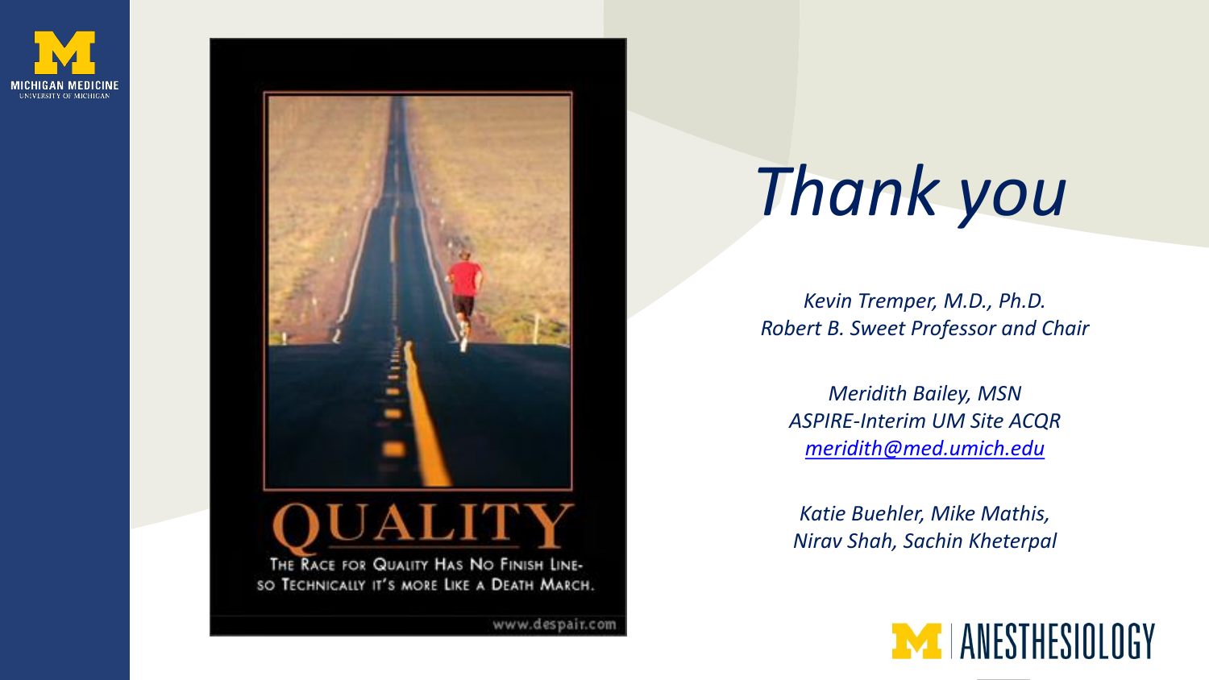# *Thank you*

*Kevin Tremper, M.D., Ph.D.*
*Robert B. Sweet Professor and Chair*

*Meridith Bailey, MSN*
*ASPIRE-Interim UM Site ACQR*
*meridith@med.umich.edu*

*Katie Buehler, Mike Mathis,*
*Nirav Shah, Sachin Kheterpal*

QUALITY

The Race for Quality Has No Finish Line- so Technically It's More Like a Death March.

www.despair.com